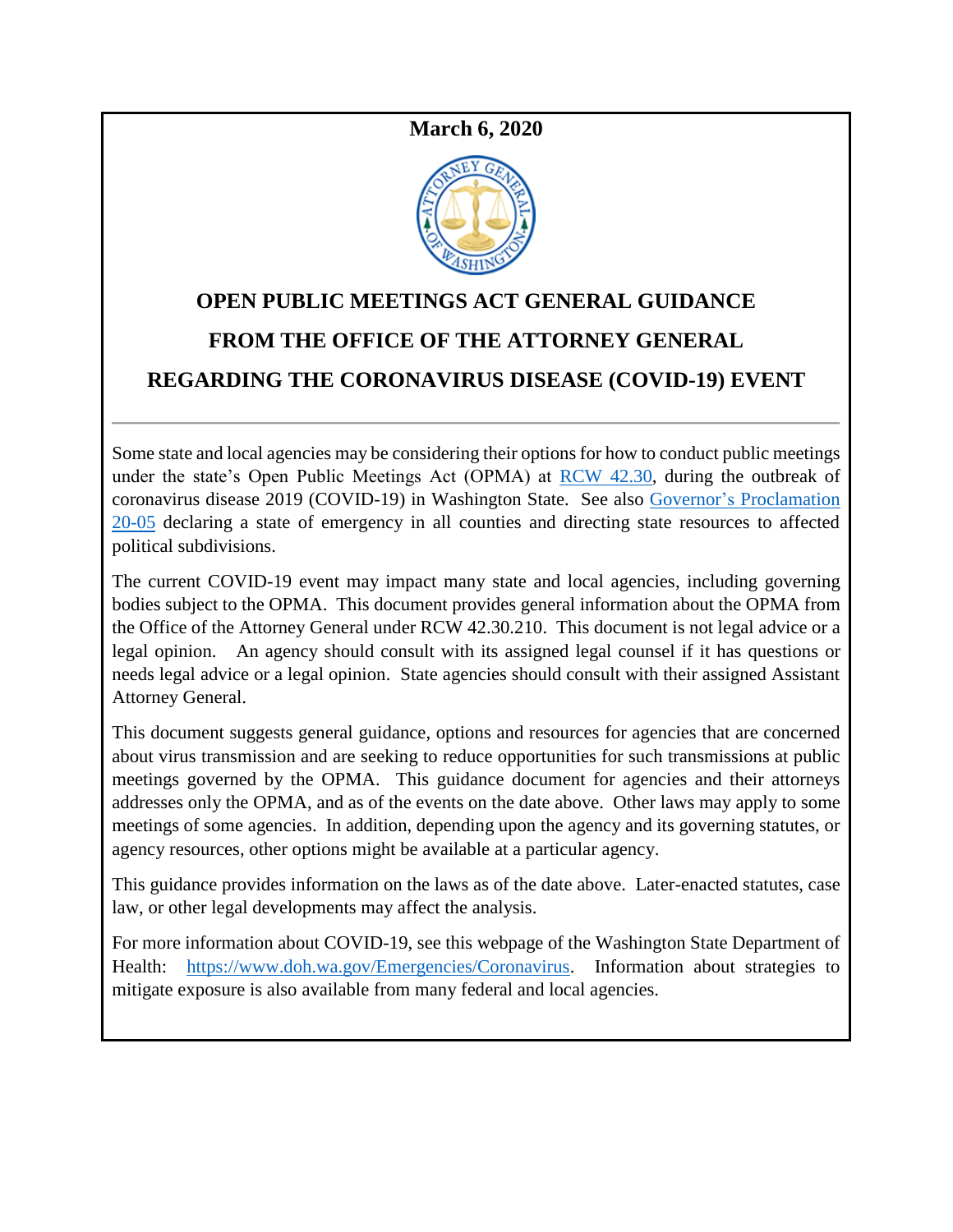**March 6, 2020**

# OPEN PUBLIC MEETINGS ACT GENERAL GUIDANCE
# FROM THE OFFICE OF THE ATTORNEY GENERAL
# REGARDING THE CORONAVIRUS DISEASE (COVID-19) EVENT

---

Some state and local agencies may be considering their options for how to conduct public meetings under the state's Open Public Meetings Act (OPMA) at RCW 42.30, during the outbreak of coronavirus disease 2019 (COVID-19) in Washington State. See also Governor's Proclamation 20-05 declaring a state of emergency in all counties and directing state resources to affected political subdivisions.

The current COVID-19 event may impact many state and local agencies, including governing bodies subject to the OPMA. This document provides general information about the OPMA from the Office of the Attorney General under RCW 42.30.210. This document is not legal advice or a legal opinion. An agency should consult with its assigned legal counsel if it has questions or needs legal advice or a legal opinion. State agencies should consult with their assigned Assistant Attorney General.

This document suggests general guidance, options and resources for agencies that are concerned about virus transmission and are seeking to reduce opportunities for such transmissions at public meetings governed by the OPMA. This guidance document for agencies and their attorneys addresses only the OPMA, and as of the events on the date above. Other laws may apply to some meetings of some agencies. In addition, depending upon the agency and its governing statutes, or agency resources, other options might be available at a particular agency.

This guidance provides information on the laws as of the date above. Later-enacted statutes, case law, or other legal developments may affect the analysis.

For more information about COVID-19, see this webpage of the Washington State Department of Health: https://www.doh.wa.gov/Emergencies/Coronavirus. Information about strategies to mitigate exposure is also available from many federal and local agencies.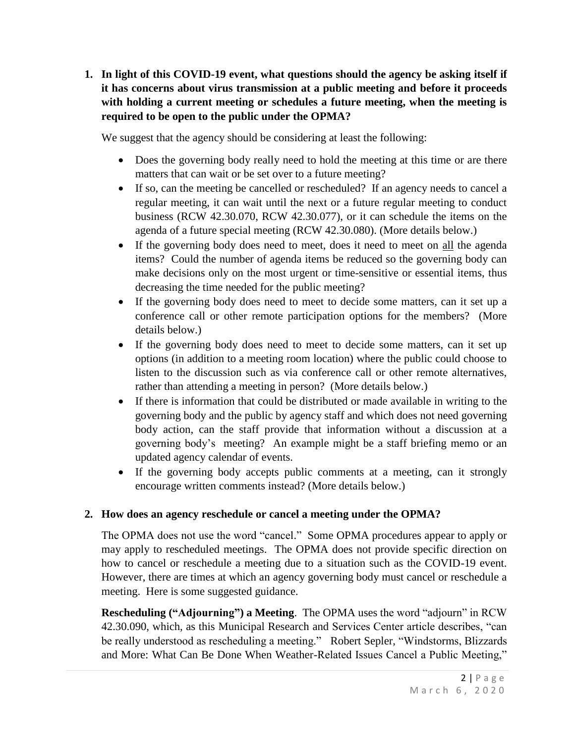**1. In light of this COVID-19 event, what questions should the agency be asking itself if it has concerns about virus transmission at a public meeting and before it proceeds with holding a current meeting or schedules a future meeting, when the meeting is required to be open to the public under the OPMA?**

We suggest that the agency should be considering at least the following:

- Does the governing body really need to hold the meeting at this time or are there matters that can wait or be set over to a future meeting?
- If so, can the meeting be cancelled or rescheduled? If an agency needs to cancel a regular meeting, it can wait until the next or a future regular meeting to conduct business (RCW 42.30.070, RCW 42.30.077), or it can schedule the items on the agenda of a future special meeting (RCW 42.30.080). (More details below.)
- If the governing body does need to meet, does it need to meet on <u>all</u> the agenda items? Could the number of agenda items be reduced so the governing body can make decisions only on the most urgent or time-sensitive or essential items, thus decreasing the time needed for the public meeting?
- If the governing body does need to meet to decide some matters, can it set up a conference call or other remote participation options for the members? (More details below.)
- If the governing body does need to meet to decide some matters, can it set up options (in addition to a meeting room location) where the public could choose to listen to the discussion such as via conference call or other remote alternatives, rather than attending a meeting in person? (More details below.)
- If there is information that could be distributed or made available in writing to the governing body and the public by agency staff and which does not need governing body action, can the staff provide that information without a discussion at a governing body's meeting? An example might be a staff briefing memo or an updated agency calendar of events.
- If the governing body accepts public comments at a meeting, can it strongly encourage written comments instead? (More details below.)

**2. How does an agency reschedule or cancel a meeting under the OPMA?**

The OPMA does not use the word "cancel." Some OPMA procedures appear to apply or may apply to rescheduled meetings. The OPMA does not provide specific direction on how to cancel or reschedule a meeting due to a situation such as the COVID-19 event. However, there are times at which an agency governing body must cancel or reschedule a meeting. Here is some suggested guidance.

**Rescheduling ("Adjourning") a Meeting**. The OPMA uses the word "adjourn" in RCW 42.30.090, which, as this Municipal Research and Services Center article describes, "can be really understood as rescheduling a meeting." Robert Sepler, "Windstorms, Blizzards and More: What Can Be Done When Weather-Related Issues Cancel a Public Meeting,"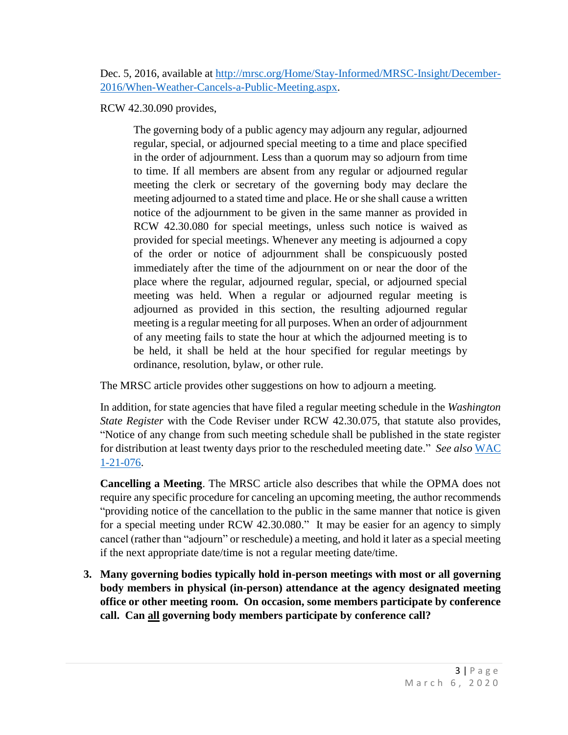Dec. 5, 2016, available at [http://mrsc.org/Home/Stay-Informed/MRSC-Insight/December-2016/When-Weather-Cancels-a-Public-Meeting.aspx](http://mrsc.org/Home/Stay-Informed/MRSC-Insight/December-2016/When-Weather-Cancels-a-Public-Meeting.aspx).

RCW 42.30.090 provides,

> The governing body of a public agency may adjourn any regular, adjourned regular, special, or adjourned special meeting to a time and place specified in the order of adjournment. Less than a quorum may so adjourn from time to time. If all members are absent from any regular or adjourned regular meeting the clerk or secretary of the governing body may declare the meeting adjourned to a stated time and place. He or she shall cause a written notice of the adjournment to be given in the same manner as provided in RCW 42.30.080 for special meetings, unless such notice is waived as provided for special meetings. Whenever any meeting is adjourned a copy of the order or notice of adjournment shall be conspicuously posted immediately after the time of the adjournment on or near the door of the place where the regular, adjourned regular, special, or adjourned special meeting was held. When a regular or adjourned regular meeting is adjourned as provided in this section, the resulting adjourned regular meeting is a regular meeting for all purposes. When an order of adjournment of any meeting fails to state the hour at which the adjourned meeting is to be held, it shall be held at the hour specified for regular meetings by ordinance, resolution, bylaw, or other rule.

The MRSC article provides other suggestions on how to adjourn a meeting.

In addition, for state agencies that have filed a regular meeting schedule in the *Washington State Register* with the Code Reviser under RCW 42.30.075, that statute also provides, "Notice of any change from such meeting schedule shall be published in the state register for distribution at least twenty days prior to the rescheduled meeting date." *See also* WAC 1-21-076.

**Cancelling a Meeting**. The MRSC article also describes that while the OPMA does not require any specific procedure for canceling an upcoming meeting, the author recommends "providing notice of the cancellation to the public in the same manner that notice is given for a special meeting under RCW 42.30.080." It may be easier for an agency to simply cancel (rather than "adjourn" or reschedule) a meeting, and hold it later as a special meeting if the next appropriate date/time is not a regular meeting date/time.

3. **Many governing bodies typically hold in-person meetings with most or all governing body members in physical (in-person) attendance at the agency designated meeting office or other meeting room. On occasion, some members participate by conference call. Can <u>all</u> governing body members participate by conference call?**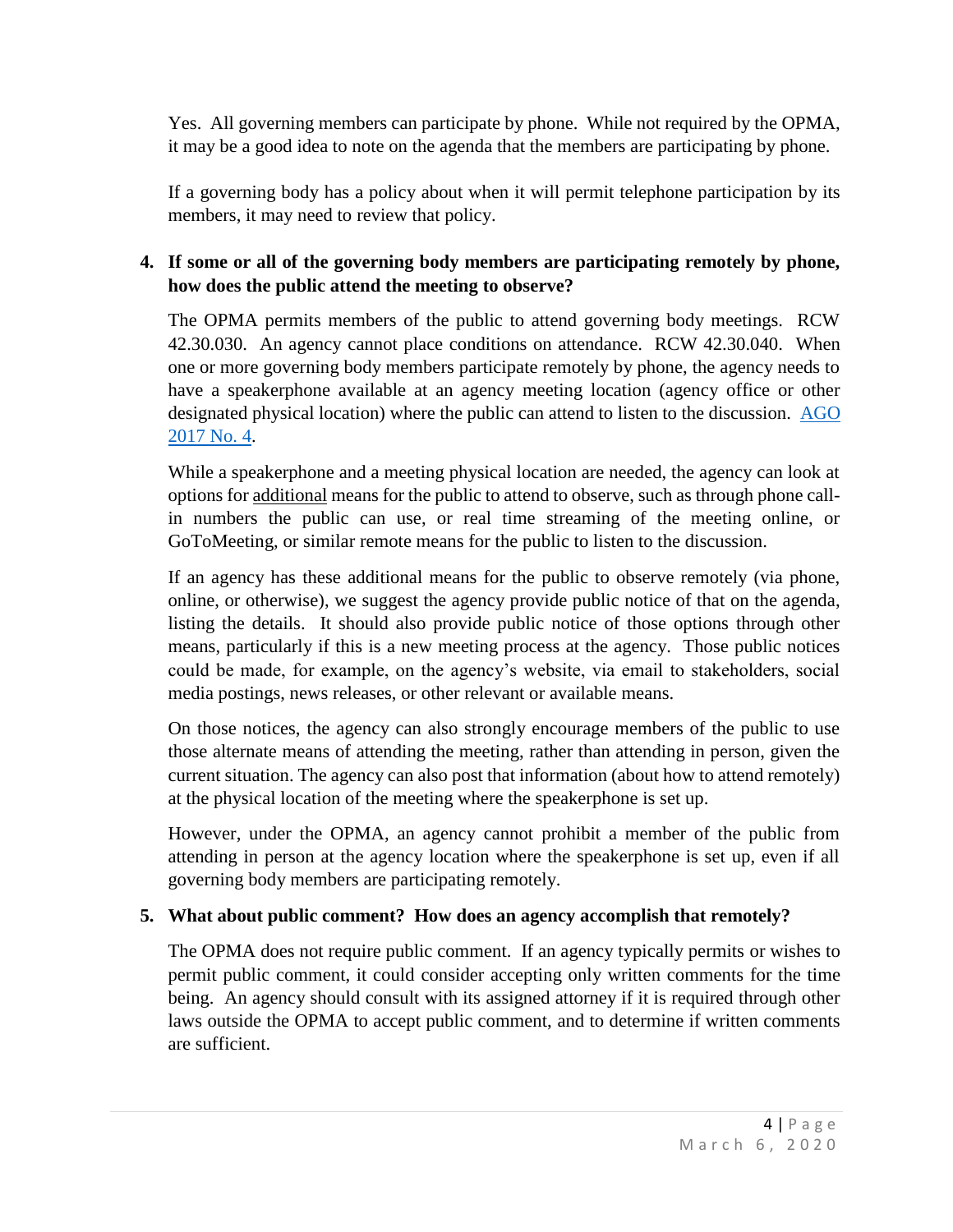Yes. All governing members can participate by phone. While not required by the OPMA, it may be a good idea to note on the agenda that the members are participating by phone.

If a governing body has a policy about when it will permit telephone participation by its members, it may need to review that policy.

**4. If some or all of the governing body members are participating remotely by phone, how does the public attend the meeting to observe?**

The OPMA permits members of the public to attend governing body meetings. RCW 42.30.030. An agency cannot place conditions on attendance. RCW 42.30.040. When one or more governing body members participate remotely by phone, the agency needs to have a speakerphone available at an agency meeting location (agency office or other designated physical location) where the public can attend to listen to the discussion. AGO 2017 No. 4.

While a speakerphone and a meeting physical location are needed, the agency can look at options for additional means for the public to attend to observe, such as through phone call-in numbers the public can use, or real time streaming of the meeting online, or GoToMeeting, or similar remote means for the public to listen to the discussion.

If an agency has these additional means for the public to observe remotely (via phone, online, or otherwise), we suggest the agency provide public notice of that on the agenda, listing the details. It should also provide public notice of those options through other means, particularly if this is a new meeting process at the agency. Those public notices could be made, for example, on the agency's website, via email to stakeholders, social media postings, news releases, or other relevant or available means.

On those notices, the agency can also strongly encourage members of the public to use those alternate means of attending the meeting, rather than attending in person, given the current situation. The agency can also post that information (about how to attend remotely) at the physical location of the meeting where the speakerphone is set up.

However, under the OPMA, an agency cannot prohibit a member of the public from attending in person at the agency location where the speakerphone is set up, even if all governing body members are participating remotely.

**5. What about public comment? How does an agency accomplish that remotely?**

The OPMA does not require public comment. If an agency typically permits or wishes to permit public comment, it could consider accepting only written comments for the time being. An agency should consult with its assigned attorney if it is required through other laws outside the OPMA to accept public comment, and to determine if written comments are sufficient.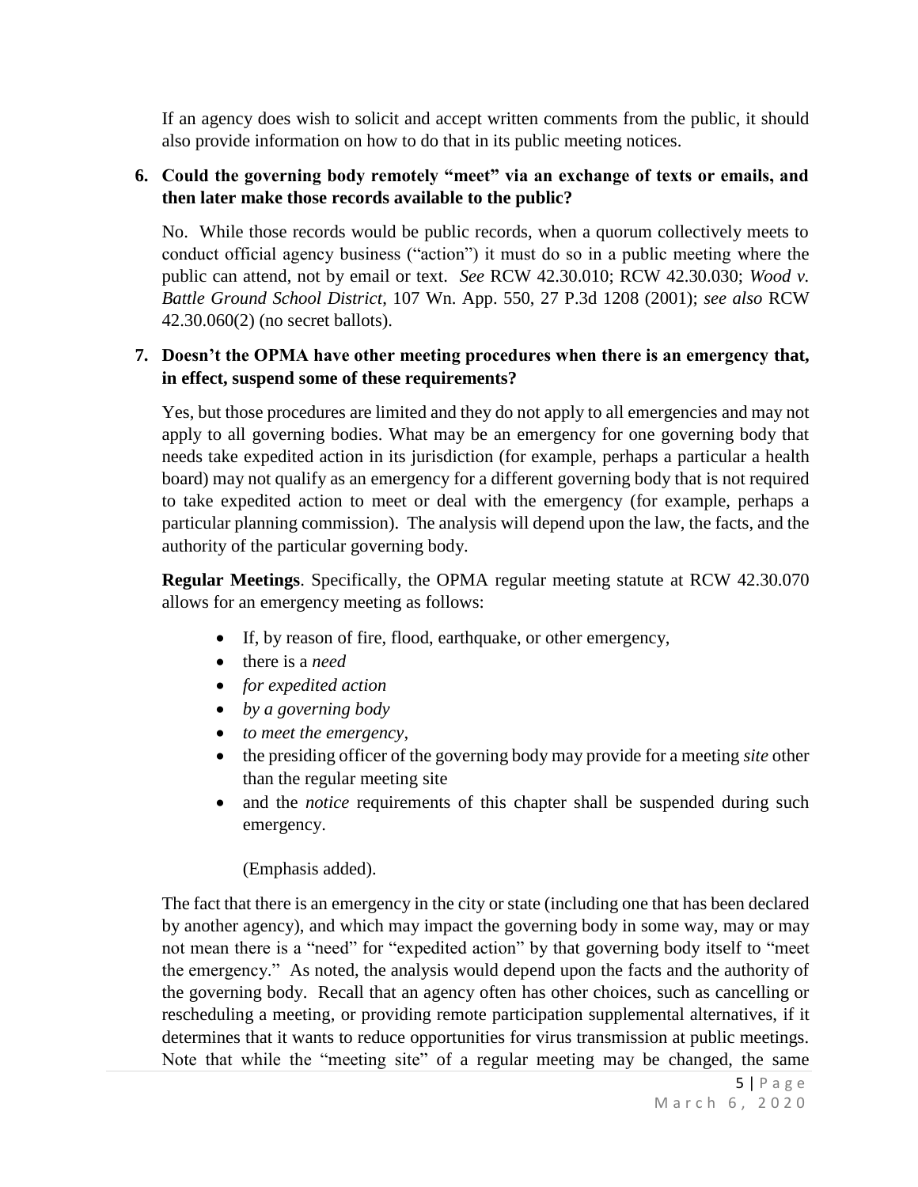If an agency does wish to solicit and accept written comments from the public, it should also provide information on how to do that in its public meeting notices.

**6. Could the governing body remotely "meet" via an exchange of texts or emails, and then later make those records available to the public?**

No. While those records would be public records, when a quorum collectively meets to conduct official agency business ("action") it must do so in a public meeting where the public can attend, not by email or text. *See* RCW 42.30.010; RCW 42.30.030; *Wood v. Battle Ground School District*, 107 Wn. App. 550, 27 P.3d 1208 (2001); *see also* RCW 42.30.060(2) (no secret ballots).

**7. Doesn't the OPMA have other meeting procedures when there is an emergency that, in effect, suspend some of these requirements?**

Yes, but those procedures are limited and they do not apply to all emergencies and may not apply to all governing bodies. What may be an emergency for one governing body that needs take expedited action in its jurisdiction (for example, perhaps a particular a health board) may not qualify as an emergency for a different governing body that is not required to take expedited action to meet or deal with the emergency (for example, perhaps a particular planning commission). The analysis will depend upon the law, the facts, and the authority of the particular governing body.

**Regular Meetings**. Specifically, the OPMA regular meeting statute at RCW 42.30.070 allows for an emergency meeting as follows:

- If, by reason of fire, flood, earthquake, or other emergency,
- there is a *need*
- *for expedited action*
- *by a governing body*
- *to meet the emergency*,
- the presiding officer of the governing body may provide for a meeting *site* other than the regular meeting site
- and the *notice* requirements of this chapter shall be suspended during such emergency.

(Emphasis added).

The fact that there is an emergency in the city or state (including one that has been declared by another agency), and which may impact the governing body in some way, may or may not mean there is a "need" for "expedited action" by that governing body itself to "meet the emergency." As noted, the analysis would depend upon the facts and the authority of the governing body. Recall that an agency often has other choices, such as cancelling or rescheduling a meeting, or providing remote participation supplemental alternatives, if it determines that it wants to reduce opportunities for virus transmission at public meetings. Note that while the "meeting site" of a regular meeting may be changed, the same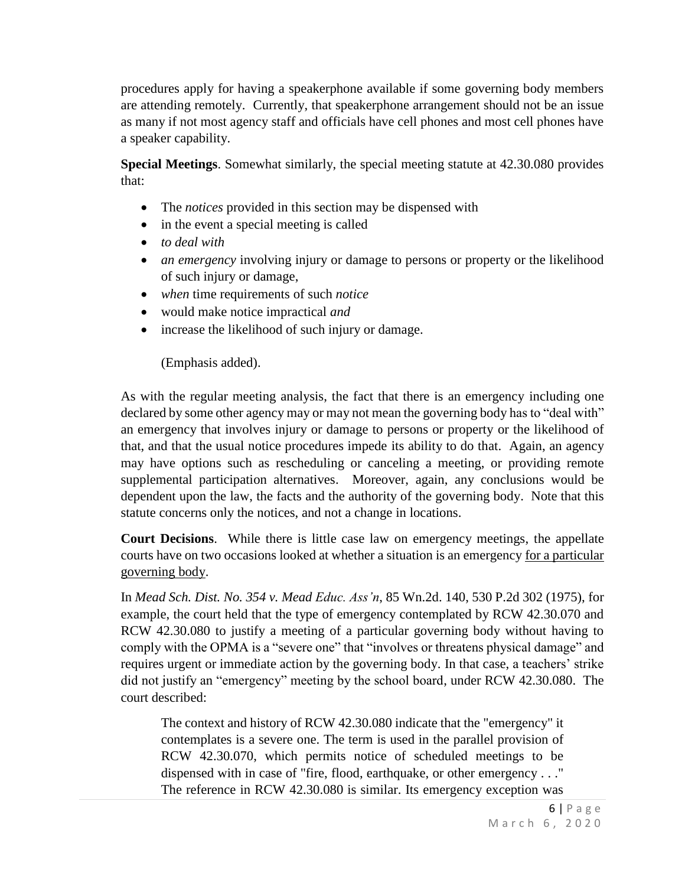procedures apply for having a speakerphone available if some governing body members are attending remotely. Currently, that speakerphone arrangement should not be an issue as many if not most agency staff and officials have cell phones and most cell phones have a speaker capability.

**Special Meetings**. Somewhat similarly, the special meeting statute at 42.30.080 provides that:

- The *notices* provided in this section may be dispensed with
- in the event a special meeting is called
- *to deal with*
- *an emergency* involving injury or damage to persons or property or the likelihood of such injury or damage,
- *when* time requirements of such *notice*
- would make notice impractical *and*
- increase the likelihood of such injury or damage.

  (Emphasis added).

As with the regular meeting analysis, the fact that there is an emergency including one declared by some other agency may or may not mean the governing body has to "deal with" an emergency that involves injury or damage to persons or property or the likelihood of that, and that the usual notice procedures impede its ability to do that. Again, an agency may have options such as rescheduling or canceling a meeting, or providing remote supplemental participation alternatives. Moreover, again, any conclusions would be dependent upon the law, the facts and the authority of the governing body. Note that this statute concerns only the notices, and not a change in locations.

**Court Decisions**. While there is little case law on emergency meetings, the appellate courts have on two occasions looked at whether a situation is an emergency <u>for a particular governing body</u>.

In *Mead Sch. Dist. No. 354 v. Mead Educ. Ass'n*, 85 Wn.2d. 140, 530 P.2d 302 (1975), for example, the court held that the type of emergency contemplated by RCW 42.30.070 and RCW 42.30.080 to justify a meeting of a particular governing body without having to comply with the OPMA is a "severe one" that "involves or threatens physical damage" and requires urgent or immediate action by the governing body. In that case, a teachers' strike did not justify an "emergency" meeting by the school board, under RCW 42.30.080. The court described:

> The context and history of RCW 42.30.080 indicate that the "emergency" it contemplates is a severe one. The term is used in the parallel provision of RCW 42.30.070, which permits notice of scheduled meetings to be dispensed with in case of "fire, flood, earthquake, or other emergency . . ." The reference in RCW 42.30.080 is similar. Its emergency exception was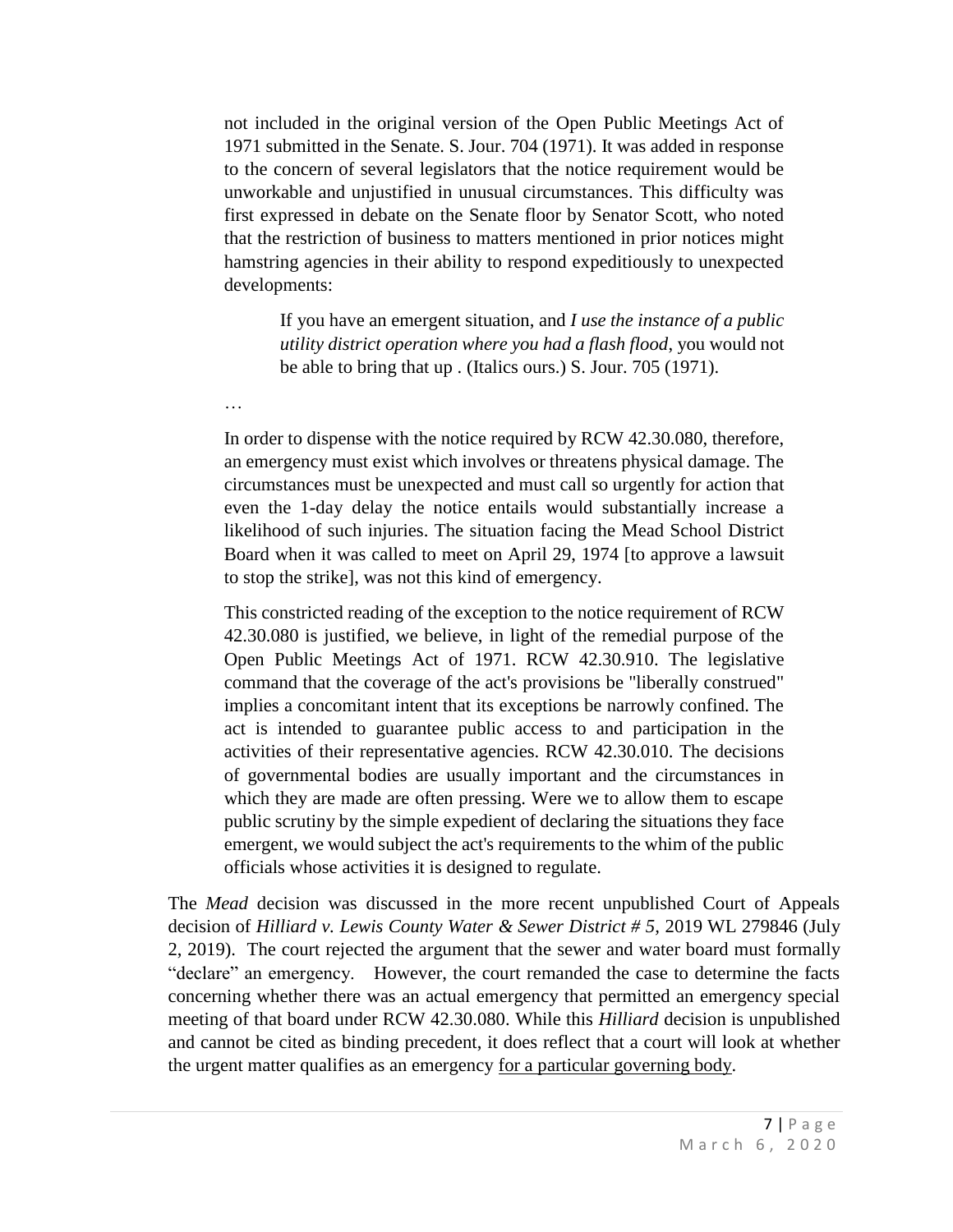> not included in the original version of the Open Public Meetings Act of 1971 submitted in the Senate. S. Jour. 704 (1971). It was added in response to the concern of several legislators that the notice requirement would be unworkable and unjustified in unusual circumstances. This difficulty was first expressed in debate on the Senate floor by Senator Scott, who noted that the restriction of business to matters mentioned in prior notices might hamstring agencies in their ability to respond expeditiously to unexpected developments:
>
> > If you have an emergent situation, and *I use the instance of a public utility district operation where you had a flash flood*, you would not be able to bring that up . (Italics ours.) S. Jour. 705 (1971).
>
> …
>
> In order to dispense with the notice required by RCW 42.30.080, therefore, an emergency must exist which involves or threatens physical damage. The circumstances must be unexpected and must call so urgently for action that even the 1-day delay the notice entails would substantially increase a likelihood of such injuries. The situation facing the Mead School District Board when it was called to meet on April 29, 1974 [to approve a lawsuit to stop the strike], was not this kind of emergency.
>
> This constricted reading of the exception to the notice requirement of RCW 42.30.080 is justified, we believe, in light of the remedial purpose of the Open Public Meetings Act of 1971. RCW 42.30.910. The legislative command that the coverage of the act's provisions be "liberally construed" implies a concomitant intent that its exceptions be narrowly confined. The act is intended to guarantee public access to and participation in the activities of their representative agencies. RCW 42.30.010. The decisions of governmental bodies are usually important and the circumstances in which they are made are often pressing. Were we to allow them to escape public scrutiny by the simple expedient of declaring the situations they face emergent, we would subject the act's requirements to the whim of the public officials whose activities it is designed to regulate.

The *Mead* decision was discussed in the more recent unpublished Court of Appeals decision of *Hilliard v. Lewis County Water & Sewer District # 5*, 2019 WL 279846 (July 2, 2019). The court rejected the argument that the sewer and water board must formally "declare" an emergency. However, the court remanded the case to determine the facts concerning whether there was an actual emergency that permitted an emergency special meeting of that board under RCW 42.30.080. While this *Hilliard* decision is unpublished and cannot be cited as binding precedent, it does reflect that a court will look at whether the urgent matter qualifies as an emergency <u>for a particular governing body</u>.